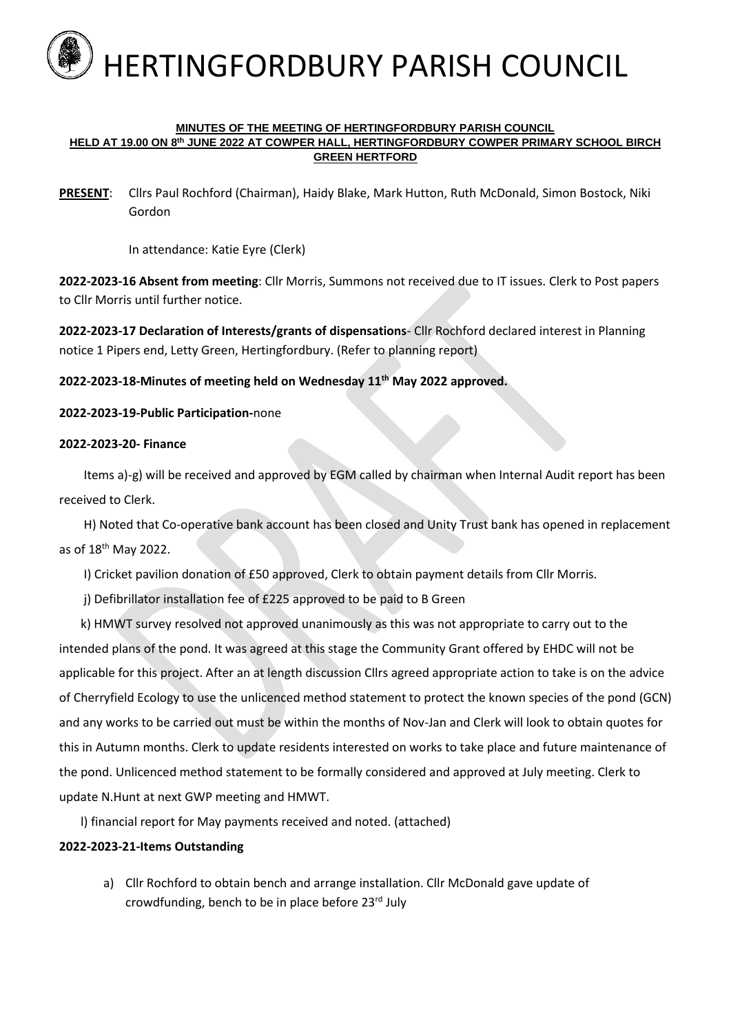# HERTINGFORDBURY PARISH COUNCIL

**MINUTES OF THE MEETING OF HERTINGFORDBURY PARISH COUNCIL HELD AT 19.00 ON 8th JUNE 2022 AT COWPER HALL, HERTINGFORDBURY COWPER PRIMARY SCHOOL BIRCH GREEN HERTFORD**

**PRESENT**: Cllrs Paul Rochford (Chairman), Haidy Blake, Mark Hutton, Ruth McDonald, Simon Bostock, Niki Gordon

In attendance: Katie Eyre (Clerk)

**2022-2023-16 Absent from meeting**: Cllr Morris, Summons not received due to IT issues. Clerk to Post papers to Cllr Morris until further notice.

**2022-2023-17 Declaration of Interests/grants of dispensations**- Cllr Rochford declared interest in Planning notice 1 Pipers end, Letty Green, Hertingfordbury. (Refer to planning report)

**2022-2023-18-Minutes of meeting held on Wednesday 11th May 2022 approved.**

**2022-2023-19-Public Participation-**none

**2022-2023-20- Finance**

Items a)-g) will be received and approved by EGM called by chairman when Internal Audit report has been received to Clerk.

H) Noted that Co-operative bank account has been closed and Unity Trust bank has opened in replacement as of 18th May 2022.

I) Cricket pavilion donation of £50 approved, Clerk to obtain payment details from Cllr Morris.

j) Defibrillator installation fee of £225 approved to be paid to B Green

k) HMWT survey resolved not approved unanimously as this was not appropriate to carry out to the intended plans of the pond. It was agreed at this stage the Community Grant offered by EHDC will not be applicable for this project. After an at length discussion Cllrs agreed appropriate action to take is on the advice of Cherryfield Ecology to use the unlicenced method statement to protect the known species of the pond (GCN) and any works to be carried out must be within the months of Nov-Jan and Clerk will look to obtain quotes for this in Autumn months. Clerk to update residents interested on works to take place and future maintenance of the pond. Unlicenced method statement to be formally considered and approved at July meeting. Clerk to update N.Hunt at next GWP meeting and HMWT.

l) financial report for May payments received and noted. (attached)

**2022-2023-21-Items Outstanding**

a) Cllr Rochford to obtain bench and arrange installation. Cllr McDonald gave update of crowdfunding, bench to be in place before 23rd July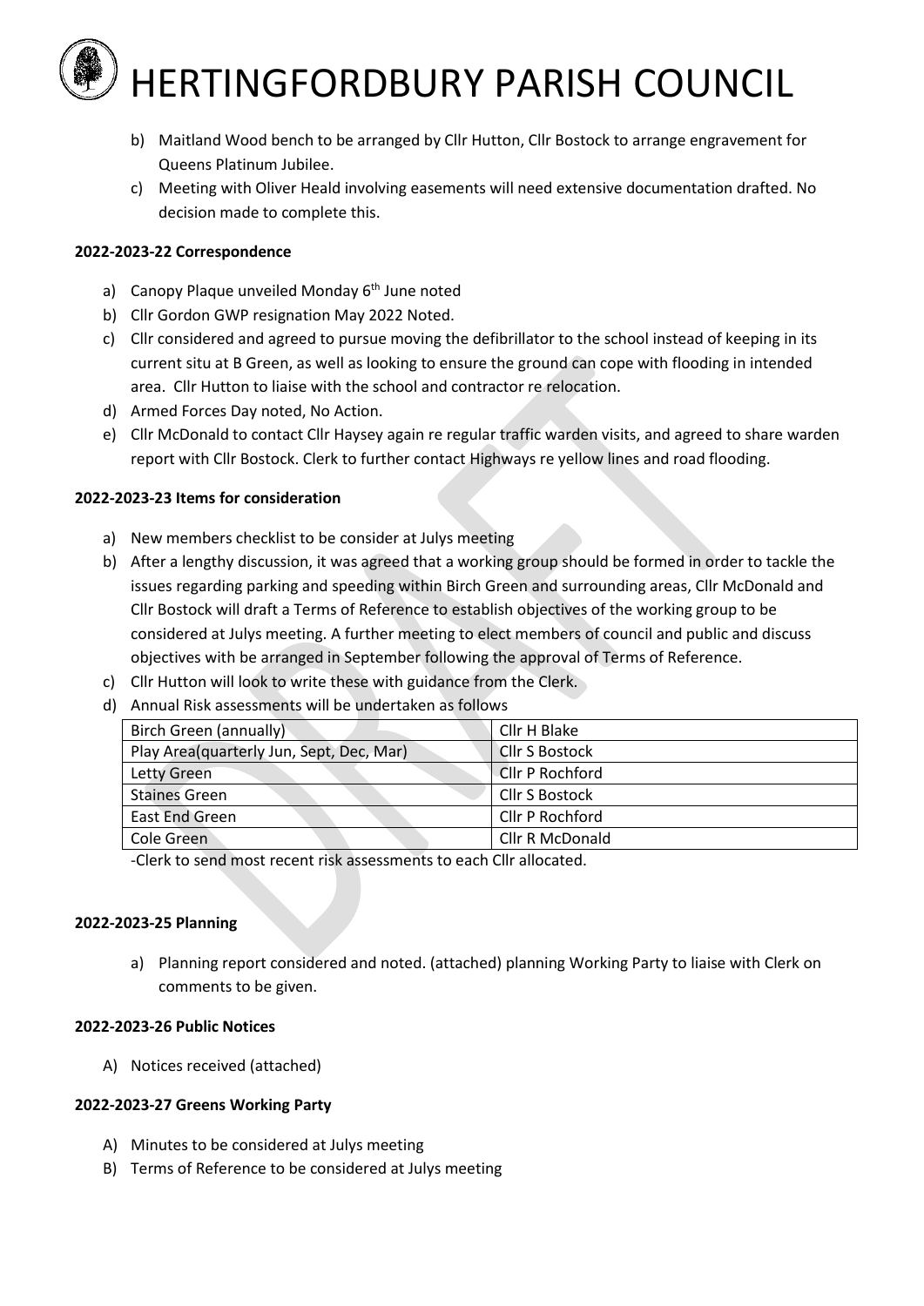b) Maitland Wood bench to be arranged by Cllr Hutton, Cllr Bostock to arrange engravement for Queens Platinum Jubilee.

c) Meeting with Oliver Heald involving easements will need extensive documentation drafted. No decision made to complete this.

**2022-2023-22 Correspondence**

a) Canopy Plaque unveiled Monday 6th June noted

b) Cllr Gordon GWP resignation May 2022 Noted.

c) Cllr considered and agreed to pursue moving the defibrillator to the school instead of keeping in its current situ at B Green, as well as looking to ensure the ground can cope with flooding in intended area. Cllr Hutton to liaise with the school and contractor re relocation.

d) Armed Forces Day noted, No Action.

e) Cllr McDonald to contact Cllr Haysey again re regular traffic warden visits, and agreed to share warden report with Cllr Bostock. Clerk to further contact Highways re yellow lines and road flooding.

**2022-2023-23 Items for consideration**

a) New members checklist to be consider at Julys meeting

b) After a lengthy discussion, it was agreed that a working group should be formed in order to tackle the issues regarding parking and speeding within Birch Green and surrounding areas, Cllr McDonald and Cllr Bostock will draft a Terms of Reference to establish objectives of the working group to be considered at Julys meeting. A further meeting to elect members of council and public and discuss objectives with be arranged in September following the approval of Terms of Reference.

c) Cllr Hutton will look to write these with guidance from the Clerk.

d) Annual Risk assessments will be undertaken as follows

| Birch Green (annually) | Cllr H Blake |
|---|---|
| Play Area(quarterly Jun, Sept, Dec, Mar) | Cllr S Bostock |
| Letty Green | Cllr P Rochford |
| Staines Green | Cllr S Bostock |
| East End Green | Cllr P Rochford |
| Cole Green | Cllr R McDonald |

-Clerk to send most recent risk assessments to each Cllr allocated.

**2022-2023-25 Planning**

a) Planning report considered and noted. (attached) planning Working Party to liaise with Clerk on comments to be given.

**2022-2023-26 Public Notices**

A) Notices received (attached)

**2022-2023-27 Greens Working Party**

A) Minutes to be considered at Julys meeting

B) Terms of Reference to be considered at Julys meeting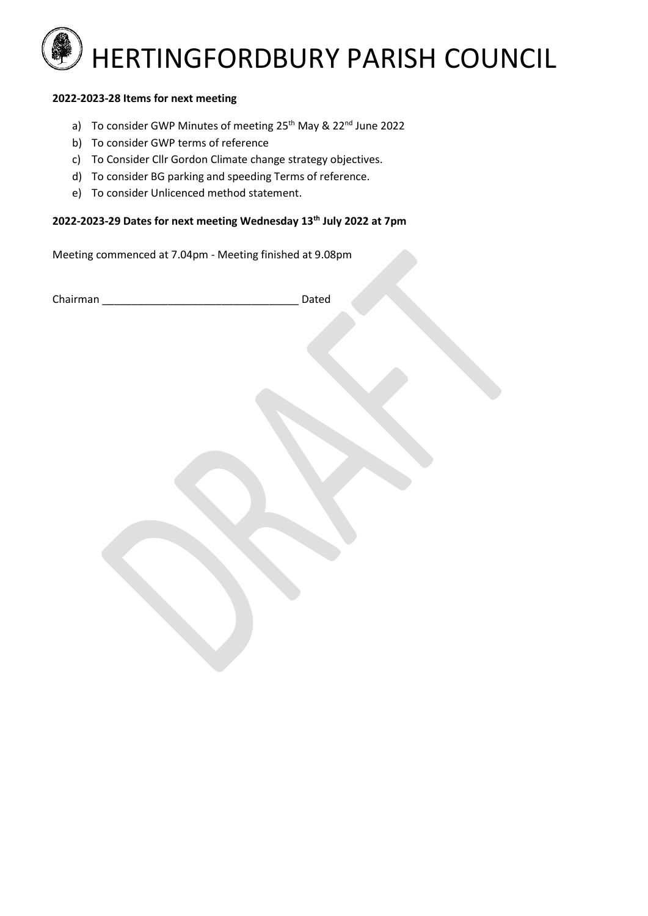# HERTINGFORDBURY PARISH COUNCIL

**2022-2023-28 Items for next meeting**

a) To consider GWP Minutes of meeting 25th May & 22nd June 2022
b) To consider GWP terms of reference
c) To Consider Cllr Gordon Climate change strategy objectives.
d) To consider BG parking and speeding Terms of reference.
e) To consider Unlicenced method statement.

**2022-2023-29 Dates for next meeting Wednesday 13th July 2022 at 7pm**

Meeting commenced at 7.04pm - Meeting finished at 9.08pm

Chairman _________________________________ Dated

DRAFT